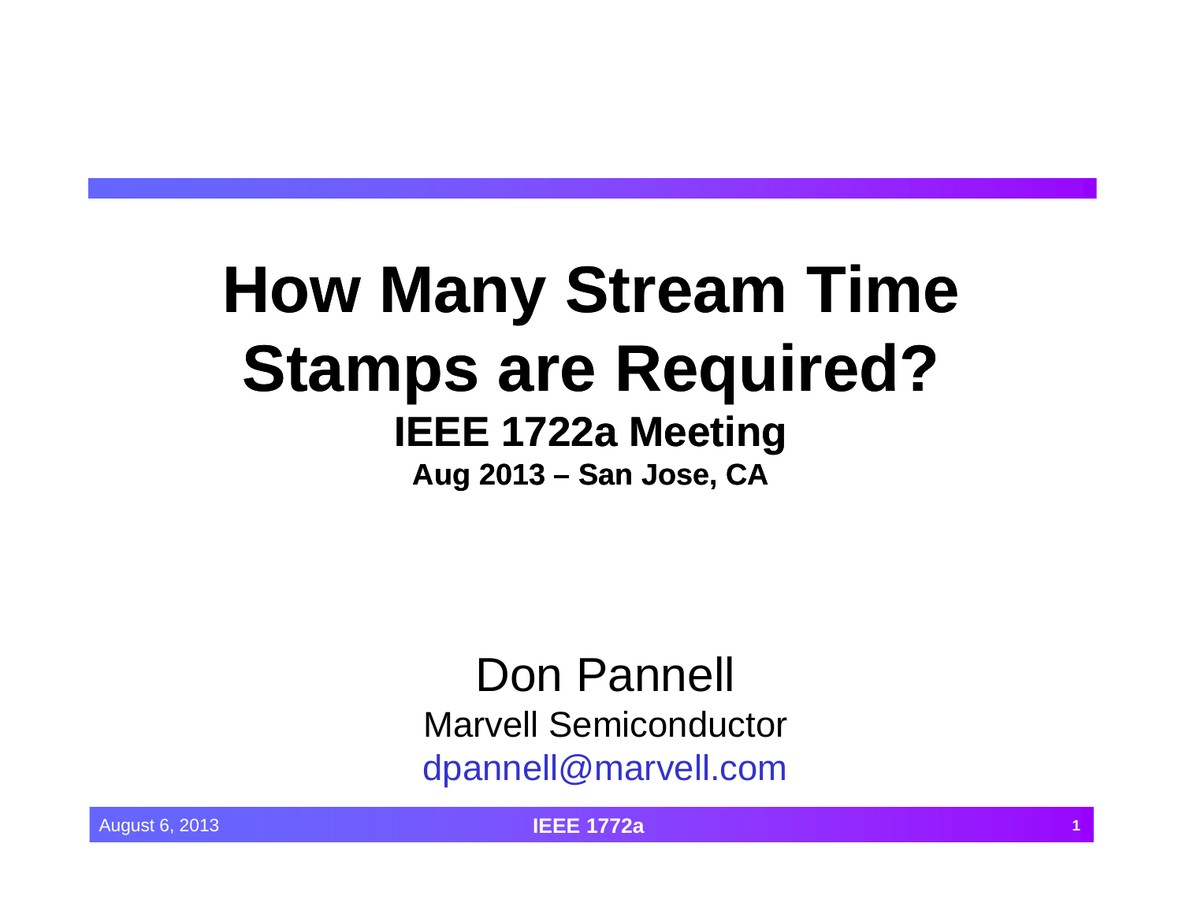# How Many Stream Time Stamps are Required?

## IEEE 1722a Meeting

### Aug 2013 – San Jose, CA

Don Pannell

Marvell Semiconductor

dpannell@marvell.com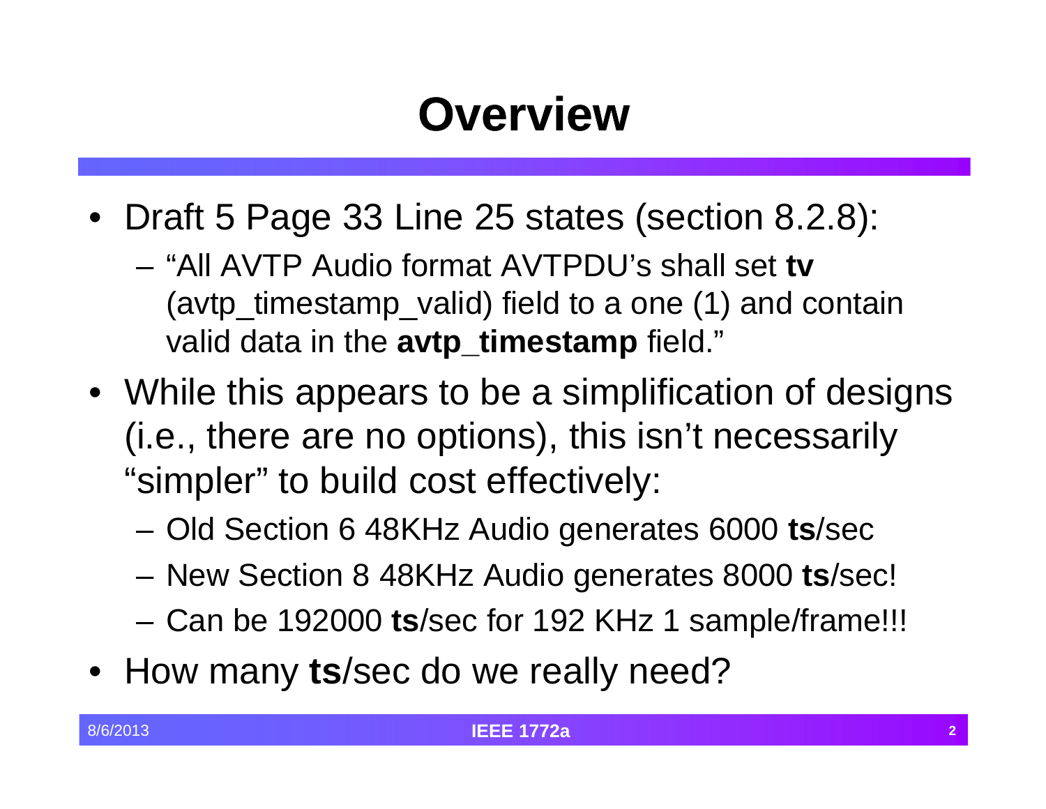# Overview

- Draft 5 Page 33 Line 25 states (section 8.2.8):
  - "All AVTP Audio format AVTPDU's shall set **tv** (avtp_timestamp_valid) field to a one (1) and contain valid data in the **avtp_timestamp** field."
- While this appears to be a simplification of designs (i.e., there are no options), this isn't necessarily "simpler" to build cost effectively:
  - Old Section 6 48KHz Audio generates 6000 **ts**/sec
  - New Section 8 48KHz Audio generates 8000 **ts**/sec!
  - Can be 192000 **ts**/sec for 192 KHz 1 sample/frame!!!
- How many **ts**/sec do we really need?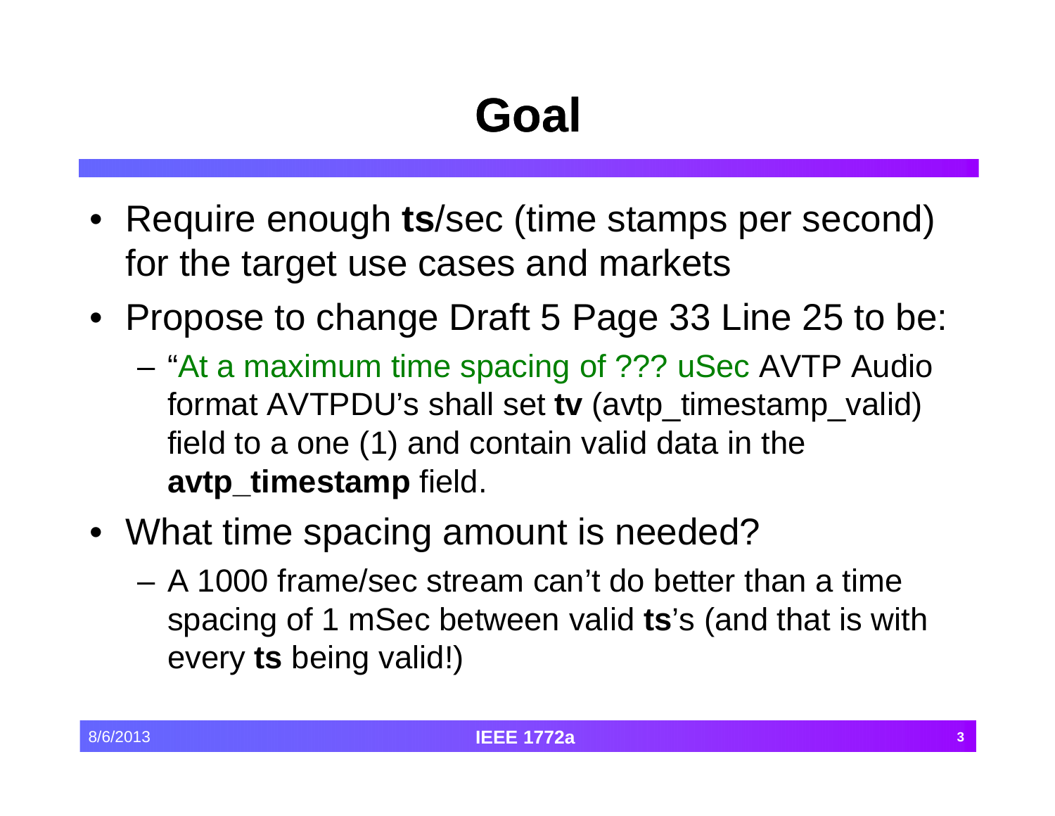# Goal

- Require enough **ts**/sec (time stamps per second) for the target use cases and markets
- Propose to change Draft 5 Page 33 Line 25 to be:
  - "At a maximum time spacing of ??? uSec AVTP Audio format AVTPDU's shall set **tv** (avtp_timestamp_valid) field to a one (1) and contain valid data in the **avtp_timestamp** field.
- What time spacing amount is needed?
  - A 1000 frame/sec stream can't do better than a time spacing of 1 mSec between valid **ts**'s (and that is with every **ts** being valid!)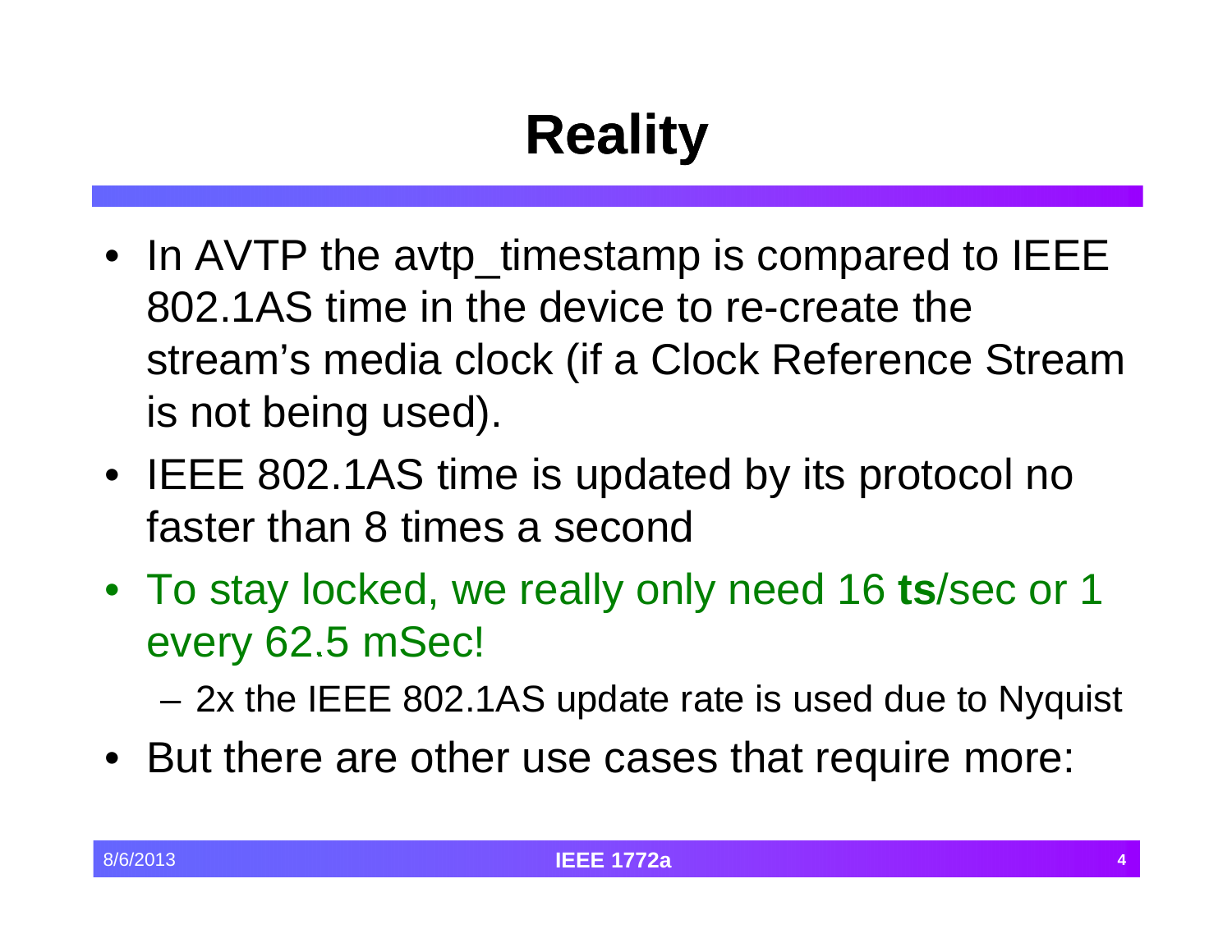# Reality

- In AVTP the avtp_timestamp is compared to IEEE 802.1AS time in the device to re-create the stream's media clock (if a Clock Reference Stream is not being used).
- IEEE 802.1AS time is updated by its protocol no faster than 8 times a second
- To stay locked, we really only need 16 **ts**/sec or 1 every 62.5 mSec!
  - 2x the IEEE 802.1AS update rate is used due to Nyquist
- But there are other use cases that require more: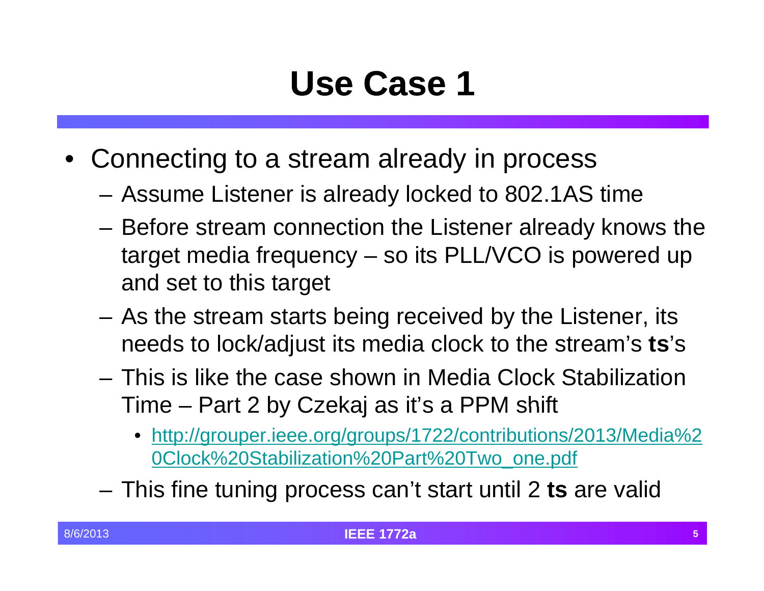# Use Case 1

- Connecting to a stream already in process
  - Assume Listener is already locked to 802.1AS time
  - Before stream connection the Listener already knows the target media frequency – so its PLL/VCO is powered up and set to this target
  - As the stream starts being received by the Listener, its needs to lock/adjust its media clock to the stream's **ts**'s
  - This is like the case shown in Media Clock Stabilization Time – Part 2 by Czekaj as it's a PPM shift
    - http://grouper.ieee.org/groups/1722/contributions/2013/Media%20Clock%20Stabilization%20Part%20Two_one.pdf
  - This fine tuning process can't start until 2 **ts** are valid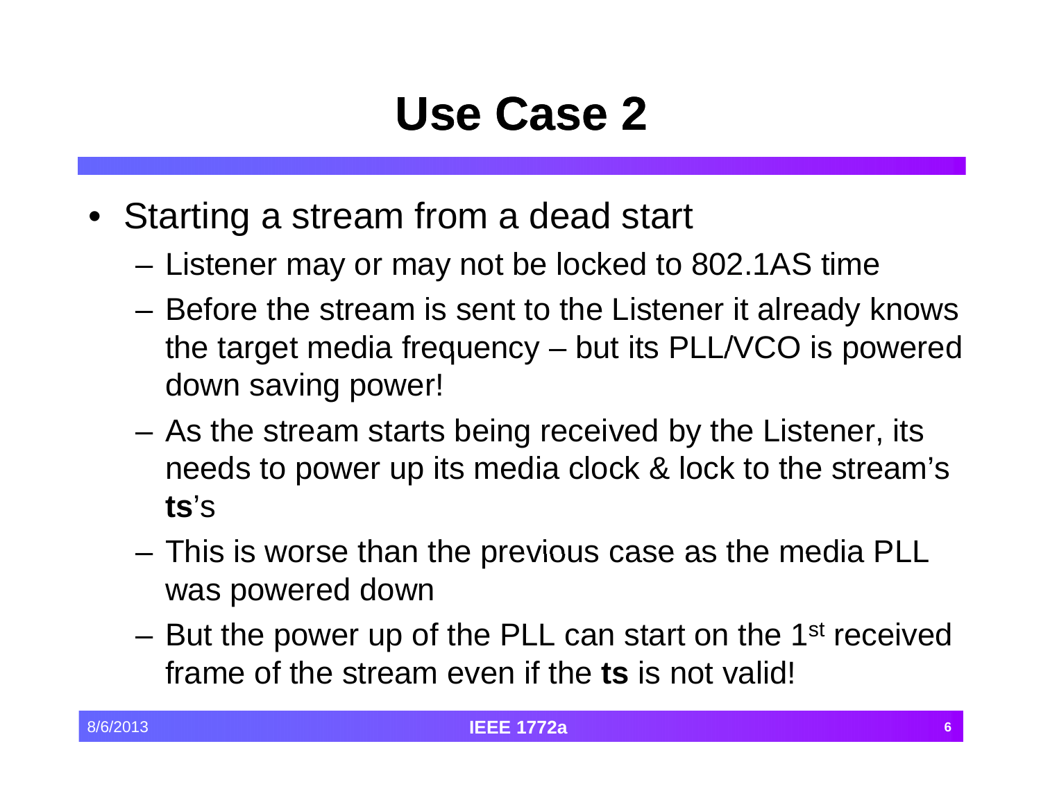# Use Case 2

- Starting a stream from a dead start
  - Listener may or may not be locked to 802.1AS time
  - Before the stream is sent to the Listener it already knows the target media frequency – but its PLL/VCO is powered down saving power!
  - As the stream starts being received by the Listener, its needs to power up its media clock & lock to the stream's **ts**'s
  - This is worse than the previous case as the media PLL was powered down
  - But the power up of the PLL can start on the 1st received frame of the stream even if the **ts** is not valid!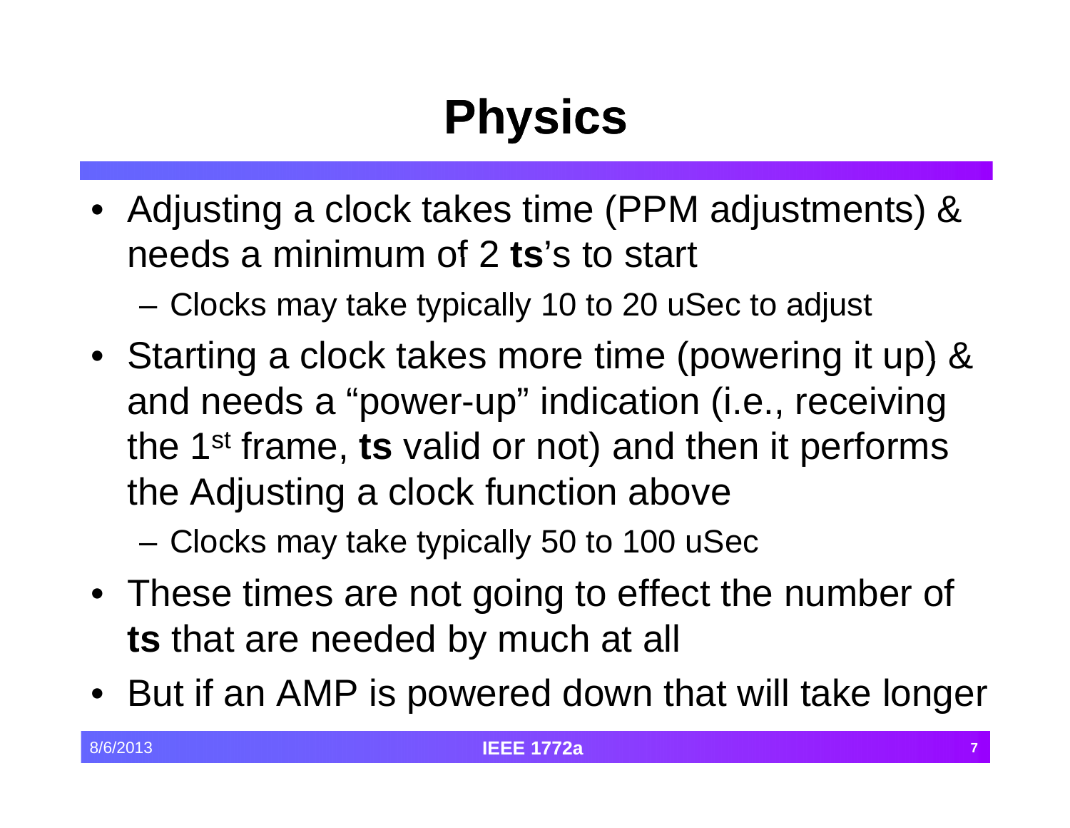# Physics

- Adjusting a clock takes time (PPM adjustments) & needs a minimum of 2 **ts**'s to start
  - Clocks may take typically 10 to 20 uSec to adjust
- Starting a clock takes more time (powering it up) & and needs a "power-up" indication (i.e., receiving the 1st frame, **ts** valid or not) and then it performs the Adjusting a clock function above
  - Clocks may take typically 50 to 100 uSec
- These times are not going to effect the number of **ts** that are needed by much at all
- But if an AMP is powered down that will take longer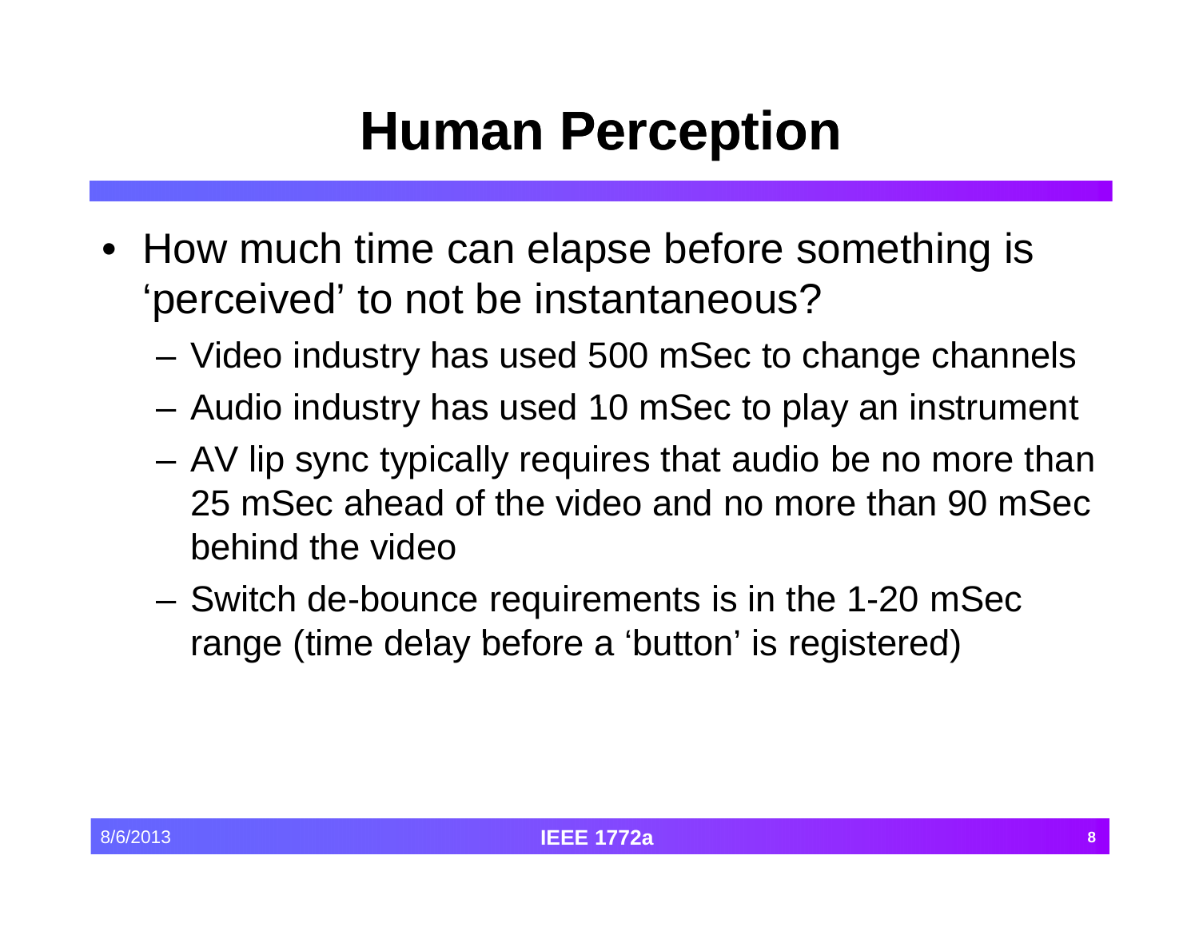# Human Perception

- How much time can elapse before something is 'perceived' to not be instantaneous?
  - Video industry has used 500 mSec to change channels
  - Audio industry has used 10 mSec to play an instrument
  - AV lip sync typically requires that audio be no more than 25 mSec ahead of the video and no more than 90 mSec behind the video
  - Switch de-bounce requirements is in the 1-20 mSec range (time delay before a 'button' is registered)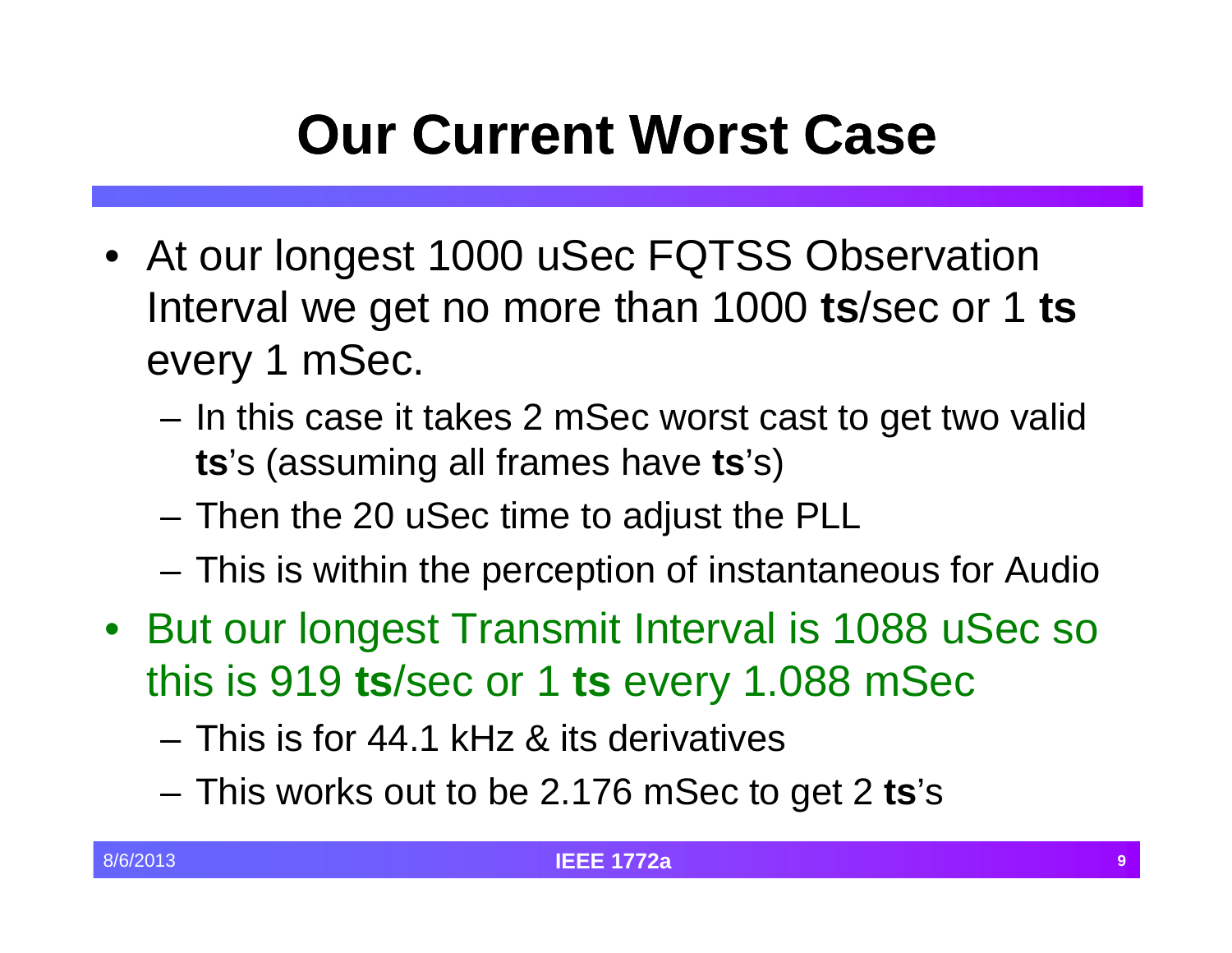# Our Current Worst Case

- At our longest 1000 uSec FQTSS Observation Interval we get no more than 1000 **ts**/sec or 1 **ts** every 1 mSec.
  - In this case it takes 2 mSec worst cast to get two valid **ts**'s (assuming all frames have **ts**'s)
  - Then the 20 uSec time to adjust the PLL
  - This is within the perception of instantaneous for Audio
- But our longest Transmit Interval is 1088 uSec so this is 919 **ts**/sec or 1 **ts** every 1.088 mSec
  - This is for 44.1 kHz & its derivatives
  - This works out to be 2.176 mSec to get 2 **ts**'s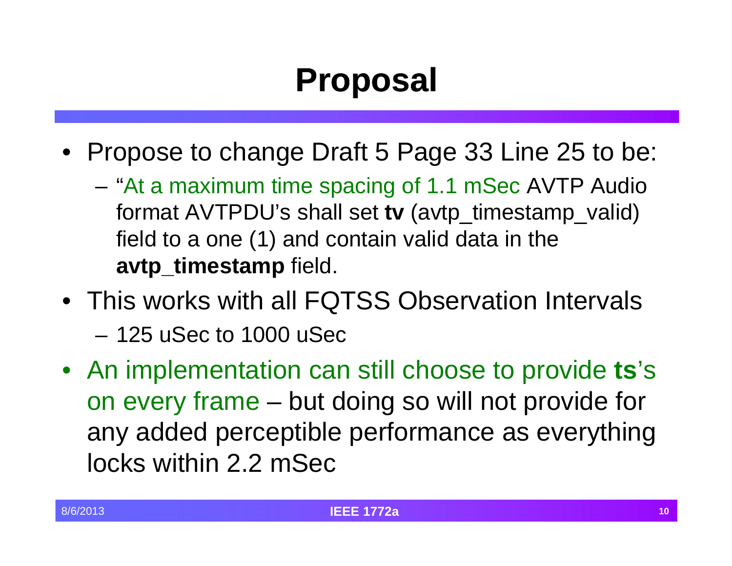# Proposal

- Propose to change Draft 5 Page 33 Line 25 to be:
  - "At a maximum time spacing of 1.1 mSec AVTP Audio format AVTPDU's shall set **tv** (avtp_timestamp_valid) field to a one (1) and contain valid data in the **avtp_timestamp** field.
- This works with all FQTSS Observation Intervals
  - 125 uSec to 1000 uSec
- An implementation can still choose to provide **ts**'s on every frame – but doing so will not provide for any added perceptible performance as everything locks within 2.2 mSec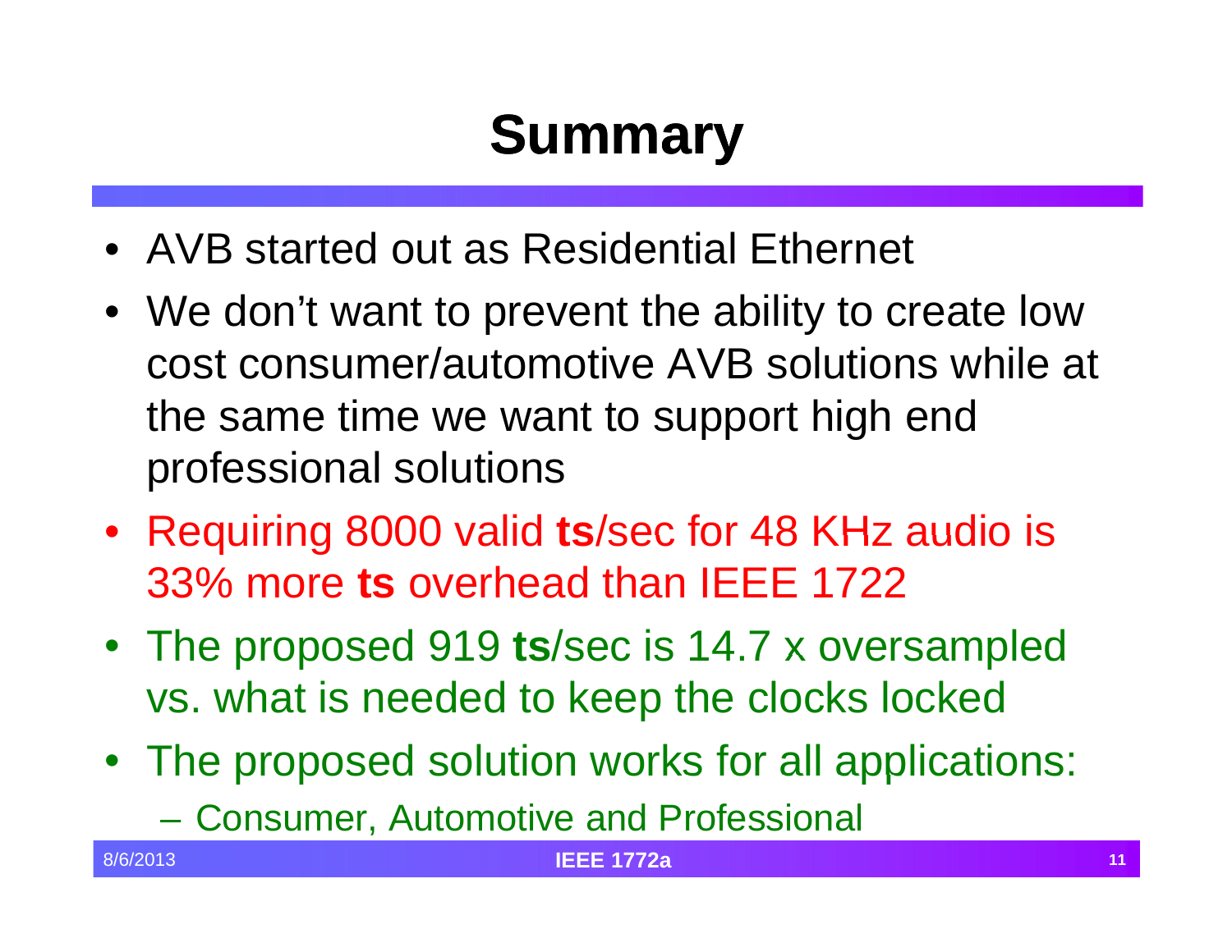# Summary

- AVB started out as Residential Ethernet
- We don't want to prevent the ability to create low cost consumer/automotive AVB solutions while at the same time we want to support high end professional solutions
- Requiring 8000 valid **ts**/sec for 48 KHz audio is 33% more **ts** overhead than IEEE 1722
- The proposed 919 **ts**/sec is 14.7 x oversampled vs. what is needed to keep the clocks locked
- The proposed solution works for all applications:
  - Consumer, Automotive and Professional